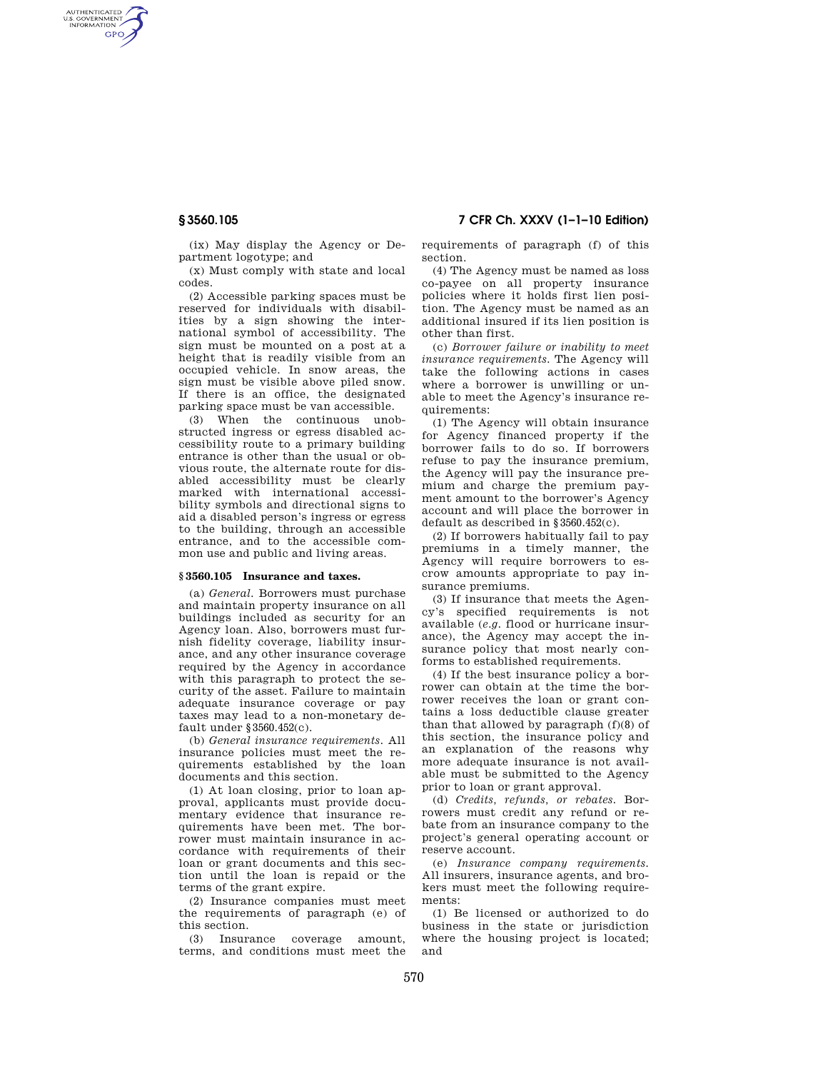(ix) May display the Agency or Department logotype; and

(x) Must comply with state and local codes.

(2) Accessible parking spaces must be reserved for individuals with disabilities by a sign showing the international symbol of accessibility. The sign must be mounted on a post at a height that is readily visible from an occupied vehicle. In snow areas, the sign must be visible above piled snow. If there is an office, the designated parking space must be van accessible.

(3) When the continuous unobstructed ingress or egress disabled accessibility route to a primary building entrance is other than the usual or obvious route, the alternate route for disabled accessibility must be clearly marked with international accessibility symbols and directional signs to aid a disabled person's ingress or egress to the building, through an accessible entrance, and to the accessible common use and public and living areas.

### § 3560.105 Insurance and taxes.

(a) *General.* Borrowers must purchase and maintain property insurance on all buildings included as security for an Agency loan. Also, borrowers must furnish fidelity coverage, liability insurance, and any other insurance coverage required by the Agency in accordance with this paragraph to protect the security of the asset. Failure to maintain adequate insurance coverage or pay taxes may lead to a non-monetary default under § 3560.452(c).

(b) *General insurance requirements.* All insurance policies must meet the requirements established by the loan documents and this section.

(1) At loan closing, prior to loan approval, applicants must provide documentary evidence that insurance requirements have been met. The borrower must maintain insurance in accordance with requirements of their loan or grant documents and this section until the loan is repaid or the terms of the grant expire.

(2) Insurance companies must meet the requirements of paragraph (e) of this section.

(3) Insurance coverage amount, terms, and conditions must meet the requirements of paragraph (f) of this section.

(4) The Agency must be named as loss co-payee on all property insurance policies where it holds first lien position. The Agency must be named as an additional insured if its lien position is other than first.

(c) *Borrower failure or inability to meet insurance requirements.* The Agency will take the following actions in cases where a borrower is unwilling or unable to meet the Agency's insurance requirements:

(1) The Agency will obtain insurance for Agency financed property if the borrower fails to do so. If borrowers refuse to pay the insurance premium, the Agency will pay the insurance premium and charge the premium payment amount to the borrower's Agency account and will place the borrower in default as described in § 3560.452(c).

(2) If borrowers habitually fail to pay premiums in a timely manner, the Agency will require borrowers to escrow amounts appropriate to pay insurance premiums.

(3) If insurance that meets the Agency's specified requirements is not available (*e.g.* flood or hurricane insurance), the Agency may accept the insurance policy that most nearly conforms to established requirements.

(4) If the best insurance policy a borrower can obtain at the time the borrower receives the loan or grant contains a loss deductible clause greater than that allowed by paragraph (f)(8) of this section, the insurance policy and an explanation of the reasons why more adequate insurance is not available must be submitted to the Agency prior to loan or grant approval.

(d) *Credits, refunds, or rebates.* Borrowers must credit any refund or rebate from an insurance company to the project's general operating account or reserve account.

(e) *Insurance company requirements.* All insurers, insurance agents, and brokers must meet the following requirements:

(1) Be licensed or authorized to do business in the state or jurisdiction where the housing project is located; and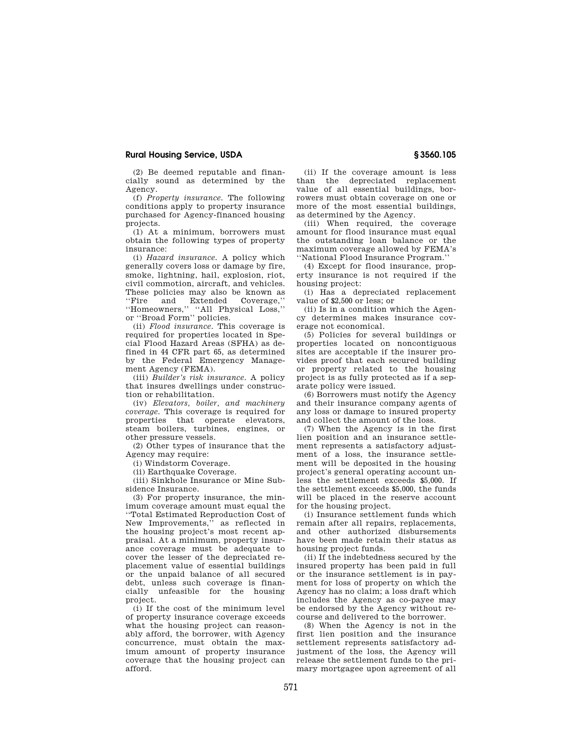(2) Be deemed reputable and financially sound as determined by the Agency.

(f) *Property insurance.* The following conditions apply to property insurance purchased for Agency-financed housing projects.

(1) At a minimum, borrowers must obtain the following types of property insurance:

(i) *Hazard insurance.* A policy which generally covers loss or damage by fire, smoke, lightning, hail, explosion, riot, civil commotion, aircraft, and vehicles. These policies may also be known as ''Fire and Extended Coverage,'' ''Homeowners,'' ''All Physical Loss,'' or ''Broad Form'' policies.

(ii) *Flood insurance.* This coverage is required for properties located in Special Flood Hazard Areas (SFHA) as defined in 44 CFR part 65, as determined by the Federal Emergency Management Agency (FEMA).

(iii) *Builder's risk insurance.* A policy that insures dwellings under construction or rehabilitation.

(iv) *Elevators, boiler, and machinery coverage.* This coverage is required for properties that operate elevators, steam boilers, turbines, engines, or other pressure vessels.

(2) Other types of insurance that the Agency may require:

(i) Windstorm Coverage.

(ii) Earthquake Coverage.

(iii) Sinkhole Insurance or Mine Subsidence Insurance.

(3) For property insurance, the minimum coverage amount must equal the ''Total Estimated Reproduction Cost of New Improvements,'' as reflected in the housing project's most recent appraisal. At a minimum, property insurance coverage must be adequate to cover the lesser of the depreciated replacement value of essential buildings or the unpaid balance of all secured debt, unless such coverage is financially unfeasible for the housing project.

(i) If the cost of the minimum level of property insurance coverage exceeds what the housing project can reasonably afford, the borrower, with Agency concurrence, must obtain the maximum amount of property insurance coverage that the housing project can afford.

(ii) If the coverage amount is less than the depreciated replacement value of all essential buildings, borrowers must obtain coverage on one or more of the most essential buildings, as determined by the Agency.

(iii) When required, the coverage amount for flood insurance must equal the outstanding loan balance or the maximum coverage allowed by FEMA's ''National Flood Insurance Program.''

(4) Except for flood insurance, property insurance is not required if the housing project:

(i) Has a depreciated replacement value of $2,500 or less; or

(ii) Is in a condition which the Agency determines makes insurance coverage not economical.

(5) Policies for several buildings or properties located on noncontiguous sites are acceptable if the insurer provides proof that each secured building or property related to the housing project is as fully protected as if a separate policy were issued.

(6) Borrowers must notify the Agency and their insurance company agents of any loss or damage to insured property and collect the amount of the loss.

(7) When the Agency is in the first lien position and an insurance settlement represents a satisfactory adjustment of a loss, the insurance settlement will be deposited in the housing project's general operating account unless the settlement exceeds $5,000. If the settlement exceeds $5,000, the funds will be placed in the reserve account for the housing project.

(i) Insurance settlement funds which remain after all repairs, replacements, and other authorized disbursements have been made retain their status as housing project funds.

(ii) If the indebtedness secured by the insured property has been paid in full or the insurance settlement is in payment for loss of property on which the Agency has no claim; a loss draft which includes the Agency as co-payee may be endorsed by the Agency without recourse and delivered to the borrower.

(8) When the Agency is not in the first lien position and the insurance settlement represents satisfactory adjustment of the loss, the Agency will release the settlement funds to the primary mortgagee upon agreement of all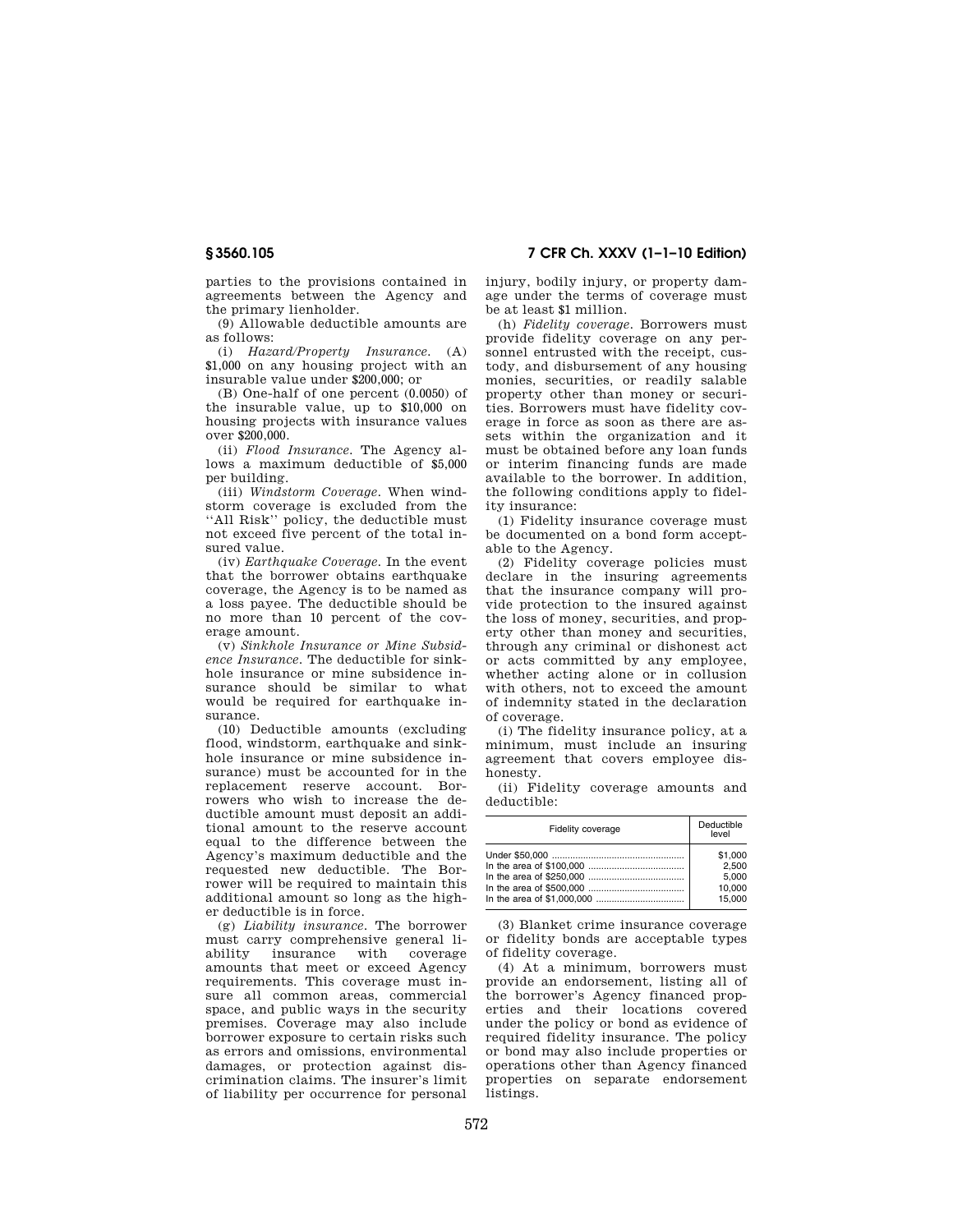parties to the provisions contained in agreements between the Agency and the primary lienholder.

(9) Allowable deductible amounts are as follows:

(i) *Hazard/Property Insurance.* (A) $1,000 on any housing project with an insurable value under $200,000; or

(B) One-half of one percent (0.0050) of the insurable value, up to $10,000 on housing projects with insurance values over $200,000.

(ii) *Flood Insurance.* The Agency allows a maximum deductible of $5,000 per building.

(iii) *Windstorm Coverage.* When windstorm coverage is excluded from the "All Risk" policy, the deductible must not exceed five percent of the total insured value.

(iv) *Earthquake Coverage.* In the event that the borrower obtains earthquake coverage, the Agency is to be named as a loss payee. The deductible should be no more than 10 percent of the coverage amount.

(v) *Sinkhole Insurance or Mine Subsidence Insurance.* The deductible for sinkhole insurance or mine subsidence insurance should be similar to what would be required for earthquake insurance.

(10) Deductible amounts (excluding flood, windstorm, earthquake and sinkhole insurance or mine subsidence insurance) must be accounted for in the replacement reserve account. Borrowers who wish to increase the deductible amount must deposit an additional amount to the reserve account equal to the difference between the Agency's maximum deductible and the requested new deductible. The Borrower will be required to maintain this additional amount so long as the higher deductible is in force.

(g) *Liability insurance.* The borrower must carry comprehensive general liability insurance with coverage amounts that meet or exceed Agency requirements. This coverage must insure all common areas, commercial space, and public ways in the security premises. Coverage may also include borrower exposure to certain risks such as errors and omissions, environmental damages, or protection against discrimination claims. The insurer's limit of liability per occurrence for personal injury, bodily injury, or property damage under the terms of coverage must be at least $1 million.

(h) *Fidelity coverage.* Borrowers must provide fidelity coverage on any personnel entrusted with the receipt, custody, and disbursement of any housing monies, securities, or readily salable property other than money or securities. Borrowers must have fidelity coverage in force as soon as there are assets within the organization and it must be obtained before any loan funds or interim financing funds are made available to the borrower. In addition, the following conditions apply to fidelity insurance:

(1) Fidelity insurance coverage must be documented on a bond form acceptable to the Agency.

(2) Fidelity coverage policies must declare in the insuring agreements that the insurance company will provide protection to the insured against the loss of money, securities, and property other than money and securities, through any criminal or dishonest act or acts committed by any employee, whether acting alone or in collusion with others, not to exceed the amount of indemnity stated in the declaration of coverage.

(i) The fidelity insurance policy, at a minimum, must include an insuring agreement that covers employee dishonesty.

(ii) Fidelity coverage amounts and deductible:

| Fidelity coverage | Deductible level |
|---|---|
| Under $50,000 | $1,000 |
| In the area of $100,000 | 2,500 |
| In the area of $250,000 | 5,000 |
| In the area of $500,000 | 10,000 |
| In the area of $1,000,000 | 15,000 |

(3) Blanket crime insurance coverage or fidelity bonds are acceptable types of fidelity coverage.

(4) At a minimum, borrowers must provide an endorsement, listing all of the borrower's Agency financed properties and their locations covered under the policy or bond as evidence of required fidelity insurance. The policy or bond may also include properties or operations other than Agency financed properties on separate endorsement listings.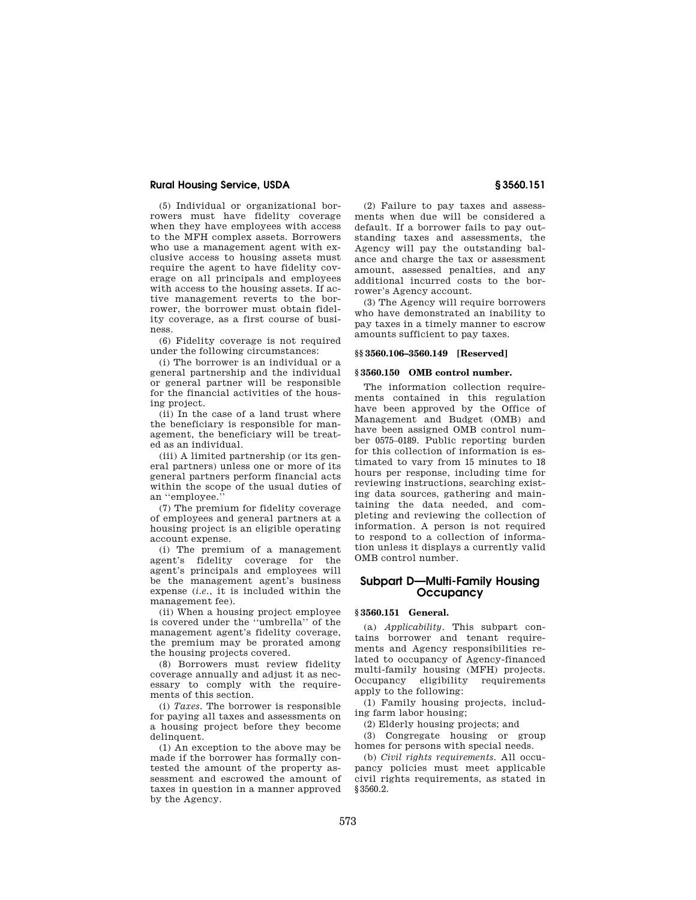(5) Individual or organizational borrowers must have fidelity coverage when they have employees with access to the MFH complex assets. Borrowers who use a management agent with exclusive access to housing assets must require the agent to have fidelity coverage on all principals and employees with access to the housing assets. If active management reverts to the borrower, the borrower must obtain fidelity coverage, as a first course of business.

(6) Fidelity coverage is not required under the following circumstances:

(i) The borrower is an individual or a general partnership and the individual or general partner will be responsible for the financial activities of the housing project.

(ii) In the case of a land trust where the beneficiary is responsible for management, the beneficiary will be treated as an individual.

(iii) A limited partnership (or its general partners) unless one or more of its general partners perform financial acts within the scope of the usual duties of an "employee."

(7) The premium for fidelity coverage of employees and general partners at a housing project is an eligible operating account expense.

(i) The premium of a management agent's fidelity coverage for the agent's principals and employees will be the management agent's business expense (*i.e.*, it is included within the management fee).

(ii) When a housing project employee is covered under the "umbrella" of the management agent's fidelity coverage, the premium may be prorated among the housing projects covered.

(8) Borrowers must review fidelity coverage annually and adjust it as necessary to comply with the requirements of this section.

(i) *Taxes.* The borrower is responsible for paying all taxes and assessments on a housing project before they become delinquent.

(1) An exception to the above may be made if the borrower has formally contested the amount of the property assessment and escrowed the amount of taxes in question in a manner approved by the Agency.

(2) Failure to pay taxes and assessments when due will be considered a default. If a borrower fails to pay outstanding taxes and assessments, the Agency will pay the outstanding balance and charge the tax or assessment amount, assessed penalties, and any additional incurred costs to the borrower's Agency account.

(3) The Agency will require borrowers who have demonstrated an inability to pay taxes in a timely manner to escrow amounts sufficient to pay taxes.

### §§ 3560.106–3560.149 [Reserved]

### § 3560.150 OMB control number.

The information collection requirements contained in this regulation have been approved by the Office of Management and Budget (OMB) and have been assigned OMB control number 0575–0189. Public reporting burden for this collection of information is estimated to vary from 15 minutes to 18 hours per response, including time for reviewing instructions, searching existing data sources, gathering and maintaining the data needed, and completing and reviewing the collection of information. A person is not required to respond to a collection of information unless it displays a currently valid OMB control number.

## Subpart D—Multi-Family Housing Occupancy

### § 3560.151 General.

(a) *Applicability.* This subpart contains borrower and tenant requirements and Agency responsibilities related to occupancy of Agency-financed multi-family housing (MFH) projects. Occupancy eligibility requirements apply to the following:

(1) Family housing projects, including farm labor housing;

(2) Elderly housing projects; and

(3) Congregate housing or group homes for persons with special needs.

(b) *Civil rights requirements.* All occupancy policies must meet applicable civil rights requirements, as stated in § 3560.2.